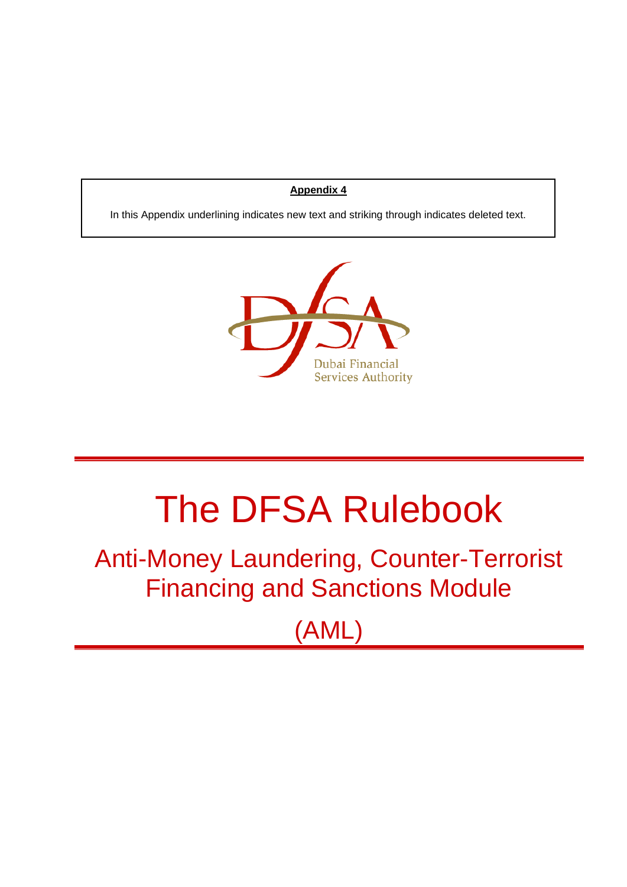**Appendix 4**

In this Appendix underlining indicates new text and striking through indicates deleted text.

Dubai Financial Services Authority

# The DFSA Rulebook

## Anti-Money Laundering, Counter-Terrorist Financing and Sanctions Module

## (AML)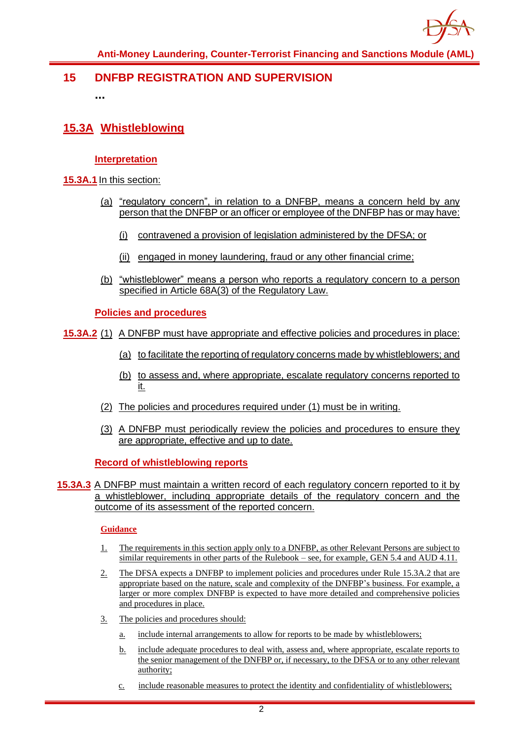# 15 DNFBP REGISTRATION AND SUPERVISION

...

## 15.3A Whistleblowing

### Interpretation

**15.3A.1** In this section:

(a) "regulatory concern", in relation to a DNFBP, means a concern held by any person that the DNFBP or an officer or employee of the DNFBP has or may have:

(i) contravened a provision of legislation administered by the DFSA; or

(ii) engaged in money laundering, fraud or any other financial crime;

(b) "whistleblower" means a person who reports a regulatory concern to a person specified in Article 68A(3) of the Regulatory Law.

### Policies and procedures

**15.3A.2** (1) A DNFBP must have appropriate and effective policies and procedures in place:

(a) to facilitate the reporting of regulatory concerns made by whistleblowers; and

(b) to assess and, where appropriate, escalate regulatory concerns reported to it.

(2) The policies and procedures required under (1) must be in writing.

(3) A DNFBP must periodically review the policies and procedures to ensure they are appropriate, effective and up to date.

### Record of whistleblowing reports

**15.3A.3** A DNFBP must maintain a written record of each regulatory concern reported to it by a whistleblower, including appropriate details of the regulatory concern and the outcome of its assessment of the reported concern.

#### Guidance

1. The requirements in this section apply only to a DNFBP, as other Relevant Persons are subject to similar requirements in other parts of the Rulebook – see, for example, GEN 5.4 and AUD 4.11.

2. The DFSA expects a DNFBP to implement policies and procedures under Rule 15.3A.2 that are appropriate based on the nature, scale and complexity of the DNFBP's business. For example, a larger or more complex DNFBP is expected to have more detailed and comprehensive policies and procedures in place.

3. The policies and procedures should:

   a. include internal arrangements to allow for reports to be made by whistleblowers;

   b. include adequate procedures to deal with, assess and, where appropriate, escalate reports to the senior management of the DNFBP or, if necessary, to the DFSA or to any other relevant authority;

   c. include reasonable measures to protect the identity and confidentiality of whistleblowers;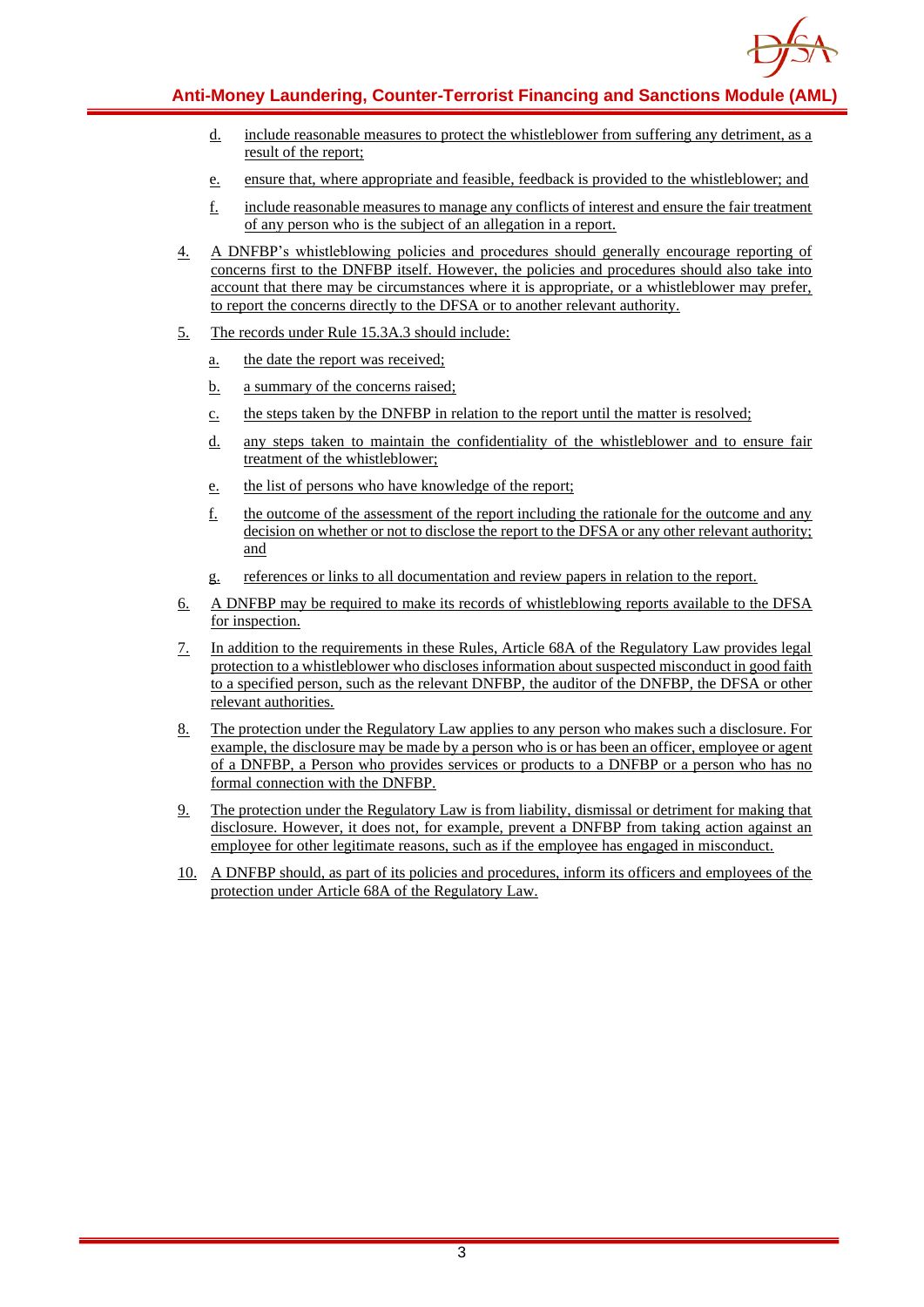d. include reasonable measures to protect the whistleblower from suffering any detriment, as a result of the report;

   e. ensure that, where appropriate and feasible, feedback is provided to the whistleblower; and

   f. include reasonable measures to manage any conflicts of interest and ensure the fair treatment of any person who is the subject of an allegation in a report.

4. A DNFBP's whistleblowing policies and procedures should generally encourage reporting of concerns first to the DNFBP itself. However, the policies and procedures should also take into account that there may be circumstances where it is appropriate, or a whistleblower may prefer, to report the concerns directly to the DFSA or to another relevant authority.

5. The records under Rule 15.3A.3 should include:

   a. the date the report was received;

   b. a summary of the concerns raised;

   c. the steps taken by the DNFBP in relation to the report until the matter is resolved;

   d. any steps taken to maintain the confidentiality of the whistleblower and to ensure fair treatment of the whistleblower;

   e. the list of persons who have knowledge of the report;

   f. the outcome of the assessment of the report including the rationale for the outcome and any decision on whether or not to disclose the report to the DFSA or any other relevant authority; and

   g. references or links to all documentation and review papers in relation to the report.

6. A DNFBP may be required to make its records of whistleblowing reports available to the DFSA for inspection.

7. In addition to the requirements in these Rules, Article 68A of the Regulatory Law provides legal protection to a whistleblower who discloses information about suspected misconduct in good faith to a specified person, such as the relevant DNFBP, the auditor of the DNFBP, the DFSA or other relevant authorities.

8. The protection under the Regulatory Law applies to any person who makes such a disclosure. For example, the disclosure may be made by a person who is or has been an officer, employee or agent of a DNFBP, a Person who provides services or products to a DNFBP or a person who has no formal connection with the DNFBP.

9. The protection under the Regulatory Law is from liability, dismissal or detriment for making that disclosure. However, it does not, for example, prevent a DNFBP from taking action against an employee for other legitimate reasons, such as if the employee has engaged in misconduct.

10. A DNFBP should, as part of its policies and procedures, inform its officers and employees of the protection under Article 68A of the Regulatory Law.